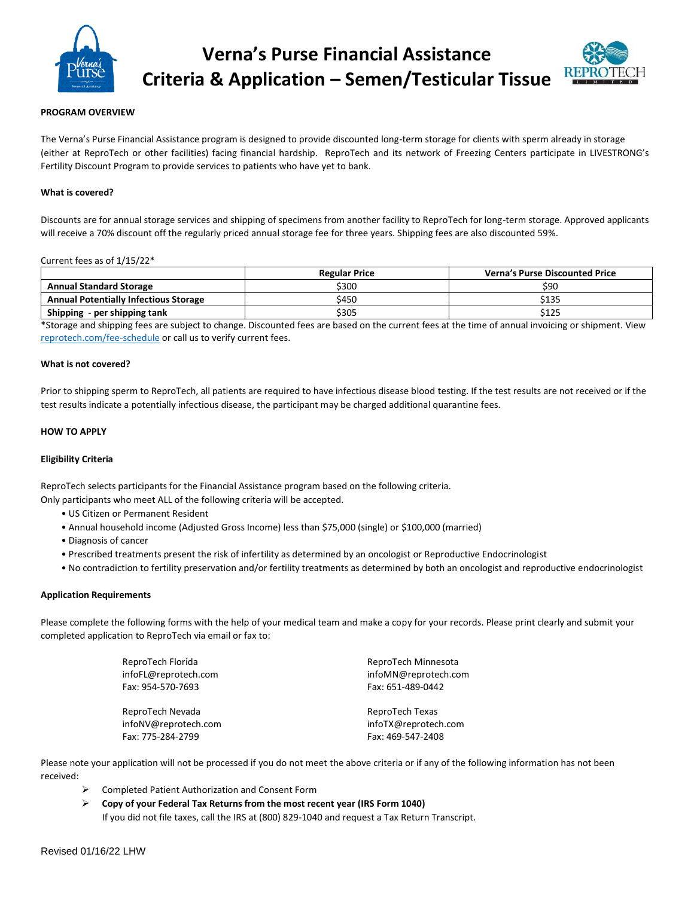# Verna's Purse Financial Assistance
# Criteria & Application – Semen/Testicular Tissue

**PROGRAM OVERVIEW**

The Verna's Purse Financial Assistance program is designed to provide discounted long-term storage for clients with sperm already in storage (either at ReproTech or other facilities) facing financial hardship. ReproTech and its network of Freezing Centers participate in LIVESTRONG's Fertility Discount Program to provide services to patients who have yet to bank.

**What is covered?**

Discounts are for annual storage services and shipping of specimens from another facility to ReproTech for long-term storage. Approved applicants will receive a 70% discount off the regularly priced annual storage fee for three years. Shipping fees are also discounted 59%.

Current fees as of 1/15/22*

| | Regular Price | Verna's Purse Discounted Price |
|---|---|---|
| **Annual Standard Storage** | $300 | $90 |
| **Annual Potentially Infectious Storage** | $450 | $135 |
| **Shipping - per shipping tank** | $305 | $125 |

*Storage and shipping fees are subject to change. Discounted fees are based on the current fees at the time of annual invoicing or shipment. View reprotech.com/fee-schedule or call us to verify current fees.

**What is not covered?**

Prior to shipping sperm to ReproTech, all patients are required to have infectious disease blood testing. If the test results are not received or if the test results indicate a potentially infectious disease, the participant may be charged additional quarantine fees.

**HOW TO APPLY**

**Eligibility Criteria**

ReproTech selects participants for the Financial Assistance program based on the following criteria.
Only participants who meet ALL of the following criteria will be accepted.

- US Citizen or Permanent Resident
- Annual household income (Adjusted Gross Income) less than $75,000 (single) or $100,000 (married)
- Diagnosis of cancer
- Prescribed treatments present the risk of infertility as determined by an oncologist or Reproductive Endocrinologist
- No contradiction to fertility preservation and/or fertility treatments as determined by both an oncologist and reproductive endocrinologist

**Application Requirements**

Please complete the following forms with the help of your medical team and make a copy for your records. Please print clearly and submit your completed application to ReproTech via email or fax to:

ReproTech Florida
infoFL@reprotech.com
Fax: 954-570-7693

ReproTech Minnesota
infoMN@reprotech.com
Fax: 651-489-0442

ReproTech Nevada
infoNV@reprotech.com
Fax: 775-284-2799

ReproTech Texas
infoTX@reprotech.com
Fax: 469-547-2408

Please note your application will not be processed if you do not meet the above criteria or if any of the following information has not been received:

- Completed Patient Authorization and Consent Form
- **Copy of your Federal Tax Returns from the most recent year (IRS Form 1040)**
  If you did not file taxes, call the IRS at (800) 829-1040 and request a Tax Return Transcript.

Revised 01/16/22 LHW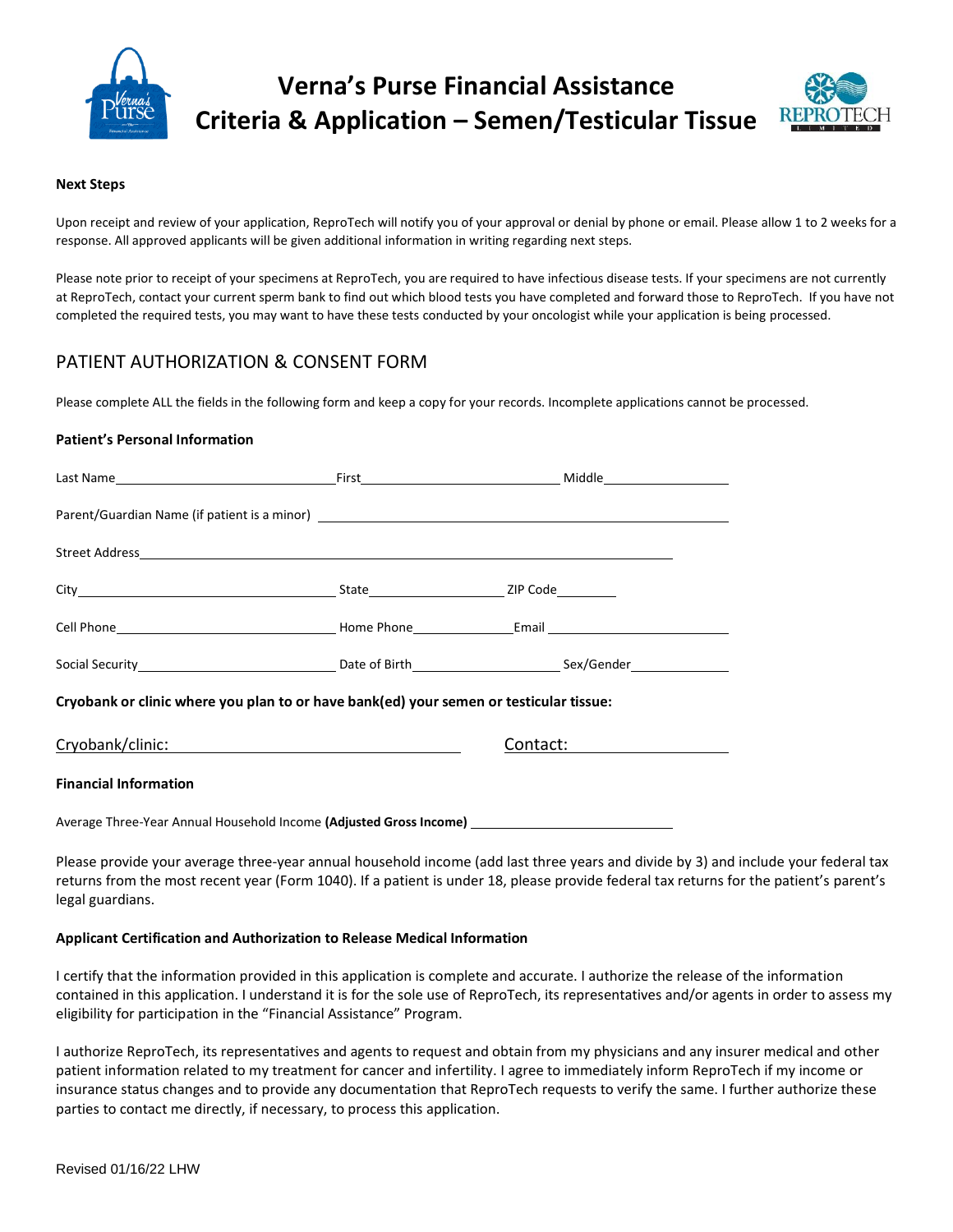# Verna's Purse Financial Assistance Criteria & Application – Semen/Testicular Tissue

**Next Steps**

Upon receipt and review of your application, ReproTech will notify you of your approval or denial by phone or email. Please allow 1 to 2 weeks for a response. All approved applicants will be given additional information in writing regarding next steps.

Please note prior to receipt of your specimens at ReproTech, you are required to have infectious disease tests. If your specimens are not currently at ReproTech, contact your current sperm bank to find out which blood tests you have completed and forward those to ReproTech. If you have not completed the required tests, you may want to have these tests conducted by your oncologist while your application is being processed.

## PATIENT AUTHORIZATION & CONSENT FORM

Please complete ALL the fields in the following form and keep a copy for your records. Incomplete applications cannot be processed.

**Patient's Personal Information**

Last Name______________________________ First____________________________ Middle________________

Parent/Guardian Name (if patient is a minor) ____________________________________________________

Street Address____________________________________________________________________________

City___________________________________ State____________________ ZIP Code_________

Cell Phone______________________________ Home Phone______________ Email __________________________

Social Security____________________________ Date of Birth____________________ Sex/Gender______________

**Cryobank or clinic where you plan to or have bank(ed) your semen or testicular tissue:**

Cryobank/clinic: ________________________________ Contact: ____________________

**Financial Information**

Average Three-Year Annual Household Income **(Adjusted Gross Income)** ____________________________

Please provide your average three-year annual household income (add last three years and divide by 3) and include your federal tax returns from the most recent year (Form 1040). If a patient is under 18, please provide federal tax returns for the patient's parent's legal guardians.

**Applicant Certification and Authorization to Release Medical Information**

I certify that the information provided in this application is complete and accurate. I authorize the release of the information contained in this application. I understand it is for the sole use of ReproTech, its representatives and/or agents in order to assess my eligibility for participation in the "Financial Assistance" Program.

I authorize ReproTech, its representatives and agents to request and obtain from my physicians and any insurer medical and other patient information related to my treatment for cancer and infertility. I agree to immediately inform ReproTech if my income or insurance status changes and to provide any documentation that ReproTech requests to verify the same. I further authorize these parties to contact me directly, if necessary, to process this application.

Revised 01/16/22 LHW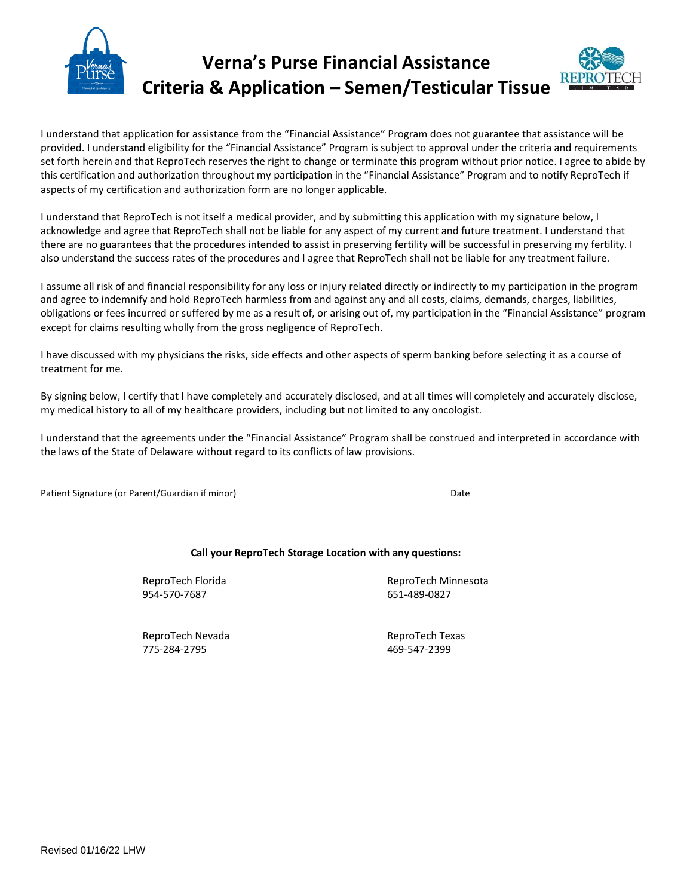# Verna's Purse Financial Assistance Criteria & Application – Semen/Testicular Tissue

I understand that application for assistance from the "Financial Assistance" Program does not guarantee that assistance will be provided. I understand eligibility for the "Financial Assistance" Program is subject to approval under the criteria and requirements set forth herein and that ReproTech reserves the right to change or terminate this program without prior notice. I agree to abide by this certification and authorization throughout my participation in the "Financial Assistance" Program and to notify ReproTech if aspects of my certification and authorization form are no longer applicable.

I understand that ReproTech is not itself a medical provider, and by submitting this application with my signature below, I acknowledge and agree that ReproTech shall not be liable for any aspect of my current and future treatment. I understand that there are no guarantees that the procedures intended to assist in preserving fertility will be successful in preserving my fertility. I also understand the success rates of the procedures and I agree that ReproTech shall not be liable for any treatment failure.

I assume all risk of and financial responsibility for any loss or injury related directly or indirectly to my participation in the program and agree to indemnify and hold ReproTech harmless from and against any and all costs, claims, demands, charges, liabilities, obligations or fees incurred or suffered by me as a result of, or arising out of, my participation in the "Financial Assistance" program except for claims resulting wholly from the gross negligence of ReproTech.

I have discussed with my physicians the risks, side effects and other aspects of sperm banking before selecting it as a course of treatment for me.

By signing below, I certify that I have completely and accurately disclosed, and at all times will completely and accurately disclose, my medical history to all of my healthcare providers, including but not limited to any oncologist.

I understand that the agreements under the "Financial Assistance" Program shall be construed and interpreted in accordance with the laws of the State of Delaware without regard to its conflicts of law provisions.

Patient Signature (or Parent/Guardian if minor) ________________________ Date ____________

**Call your ReproTech Storage Location with any questions:**

ReproTech Florida
954-570-7687

ReproTech Minnesota
651-489-0827

ReproTech Nevada
775-284-2795

ReproTech Texas
469-547-2399

Revised 01/16/22 LHW